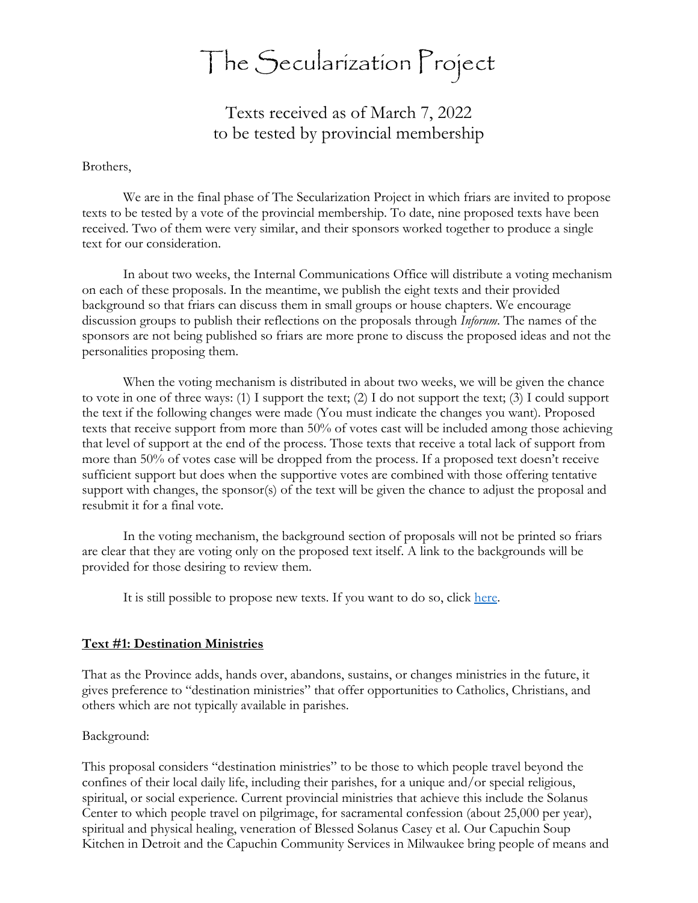# The Secularization Project

## Texts received as of March 7, 2022 to be tested by provincial membership

Brothers,

We are in the final phase of The Secularization Project in which friars are invited to propose texts to be tested by a vote of the provincial membership. To date, nine proposed texts have been received. Two of them were very similar, and their sponsors worked together to produce a single text for our consideration.

In about two weeks, the Internal Communications Office will distribute a voting mechanism on each of these proposals. In the meantime, we publish the eight texts and their provided background so that friars can discuss them in small groups or house chapters. We encourage discussion groups to publish their reflections on the proposals through *Inforum*. The names of the sponsors are not being published so friars are more prone to discuss the proposed ideas and not the personalities proposing them.

When the voting mechanism is distributed in about two weeks, we will be given the chance to vote in one of three ways: (1) I support the text; (2) I do not support the text; (3) I could support the text if the following changes were made (You must indicate the changes you want). Proposed texts that receive support from more than 50% of votes cast will be included among those achieving that level of support at the end of the process. Those texts that receive a total lack of support from more than 50% of votes case will be dropped from the process. If a proposed text doesn't receive sufficient support but does when the supportive votes are combined with those offering tentative support with changes, the sponsor(s) of the text will be given the chance to adjust the proposal and resubmit it for a final vote.

In the voting mechanism, the background section of proposals will not be printed so friars are clear that they are voting only on the proposed text itself. A link to the backgrounds will be provided for those desiring to review them.

It is still possible to propose new texts. If you want to do so, click here.

### Text #1: Destination Ministries

That as the Province adds, hands over, abandons, sustains, or changes ministries in the future, it gives preference to "destination ministries" that offer opportunities to Catholics, Christians, and others which are not typically available in parishes.

Background:

This proposal considers "destination ministries" to be those to which people travel beyond the confines of their local daily life, including their parishes, for a unique and/or special religious, spiritual, or social experience. Current provincial ministries that achieve this include the Solanus Center to which people travel on pilgrimage, for sacramental confession (about 25,000 per year), spiritual and physical healing, veneration of Blessed Solanus Casey et al. Our Capuchin Soup Kitchen in Detroit and the Capuchin Community Services in Milwaukee bring people of means and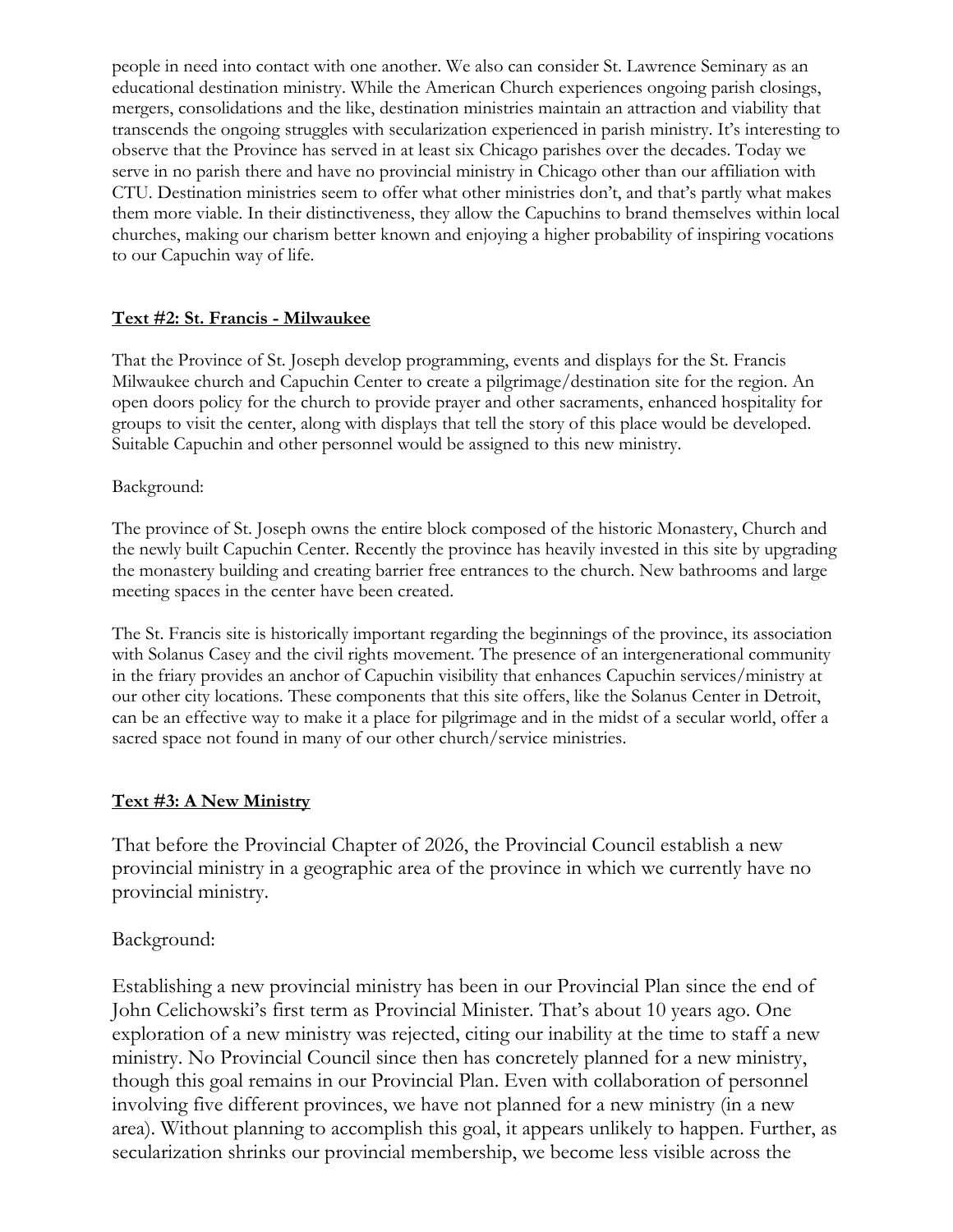people in need into contact with one another. We also can consider St. Lawrence Seminary as an educational destination ministry. While the American Church experiences ongoing parish closings, mergers, consolidations and the like, destination ministries maintain an attraction and viability that transcends the ongoing struggles with secularization experienced in parish ministry. It's interesting to observe that the Province has served in at least six Chicago parishes over the decades. Today we serve in no parish there and have no provincial ministry in Chicago other than our affiliation with CTU. Destination ministries seem to offer what other ministries don't, and that's partly what makes them more viable. In their distinctiveness, they allow the Capuchins to brand themselves within local churches, making our charism better known and enjoying a higher probability of inspiring vocations to our Capuchin way of life.

## Text #2: St. Francis - Milwaukee

That the Province of St. Joseph develop programming, events and displays for the St. Francis Milwaukee church and Capuchin Center to create a pilgrimage/destination site for the region. An open doors policy for the church to provide prayer and other sacraments, enhanced hospitality for groups to visit the center, along with displays that tell the story of this place would be developed. Suitable Capuchin and other personnel would be assigned to this new ministry.

Background:

The province of St. Joseph owns the entire block composed of the historic Monastery, Church and the newly built Capuchin Center. Recently the province has heavily invested in this site by upgrading the monastery building and creating barrier free entrances to the church. New bathrooms and large meeting spaces in the center have been created.

The St. Francis site is historically important regarding the beginnings of the province, its association with Solanus Casey and the civil rights movement. The presence of an intergenerational community in the friary provides an anchor of Capuchin visibility that enhances Capuchin services/ministry at our other city locations. These components that this site offers, like the Solanus Center in Detroit, can be an effective way to make it a place for pilgrimage and in the midst of a secular world, offer a sacred space not found in many of our other church/service ministries.

## Text #3: A New Ministry

That before the Provincial Chapter of 2026, the Provincial Council establish a new provincial ministry in a geographic area of the province in which we currently have no provincial ministry.

Background:

Establishing a new provincial ministry has been in our Provincial Plan since the end of John Celichowski's first term as Provincial Minister. That's about 10 years ago. One exploration of a new ministry was rejected, citing our inability at the time to staff a new ministry. No Provincial Council since then has concretely planned for a new ministry, though this goal remains in our Provincial Plan. Even with collaboration of personnel involving five different provinces, we have not planned for a new ministry (in a new area). Without planning to accomplish this goal, it appears unlikely to happen. Further, as secularization shrinks our provincial membership, we become less visible across the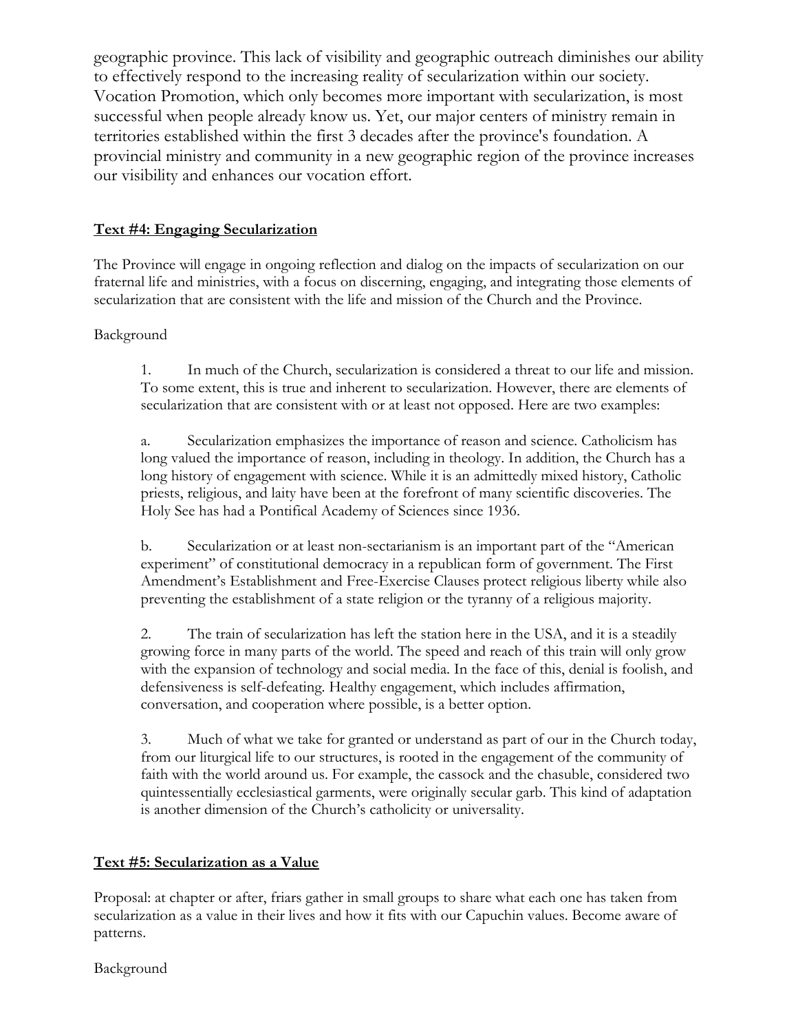geographic province. This lack of visibility and geographic outreach diminishes our ability to effectively respond to the increasing reality of secularization within our society. Vocation Promotion, which only becomes more important with secularization, is most successful when people already know us. Yet, our major centers of ministry remain in territories established within the first 3 decades after the province's foundation. A provincial ministry and community in a new geographic region of the province increases our visibility and enhances our vocation effort.

## Text #4: Engaging Secularization

The Province will engage in ongoing reflection and dialog on the impacts of secularization on our fraternal life and ministries, with a focus on discerning, engaging, and integrating those elements of secularization that are consistent with the life and mission of the Church and the Province.

Background

1. In much of the Church, secularization is considered a threat to our life and mission. To some extent, this is true and inherent to secularization. However, there are elements of secularization that are consistent with or at least not opposed. Here are two examples:

   a. Secularization emphasizes the importance of reason and science. Catholicism has long valued the importance of reason, including in theology. In addition, the Church has a long history of engagement with science. While it is an admittedly mixed history, Catholic priests, religious, and laity have been at the forefront of many scientific discoveries. The Holy See has had a Pontifical Academy of Sciences since 1936.

   b. Secularization or at least non-sectarianism is an important part of the "American experiment" of constitutional democracy in a republican form of government. The First Amendment's Establishment and Free-Exercise Clauses protect religious liberty while also preventing the establishment of a state religion or the tyranny of a religious majority.

2. The train of secularization has left the station here in the USA, and it is a steadily growing force in many parts of the world. The speed and reach of this train will only grow with the expansion of technology and social media. In the face of this, denial is foolish, and defensiveness is self-defeating. Healthy engagement, which includes affirmation, conversation, and cooperation where possible, is a better option.

3. Much of what we take for granted or understand as part of our in the Church today, from our liturgical life to our structures, is rooted in the engagement of the community of faith with the world around us. For example, the cassock and the chasuble, considered two quintessentially ecclesiastical garments, were originally secular garb. This kind of adaptation is another dimension of the Church's catholicity or universality.

## Text #5: Secularization as a Value

Proposal: at chapter or after, friars gather in small groups to share what each one has taken from secularization as a value in their lives and how it fits with our Capuchin values. Become aware of patterns.

Background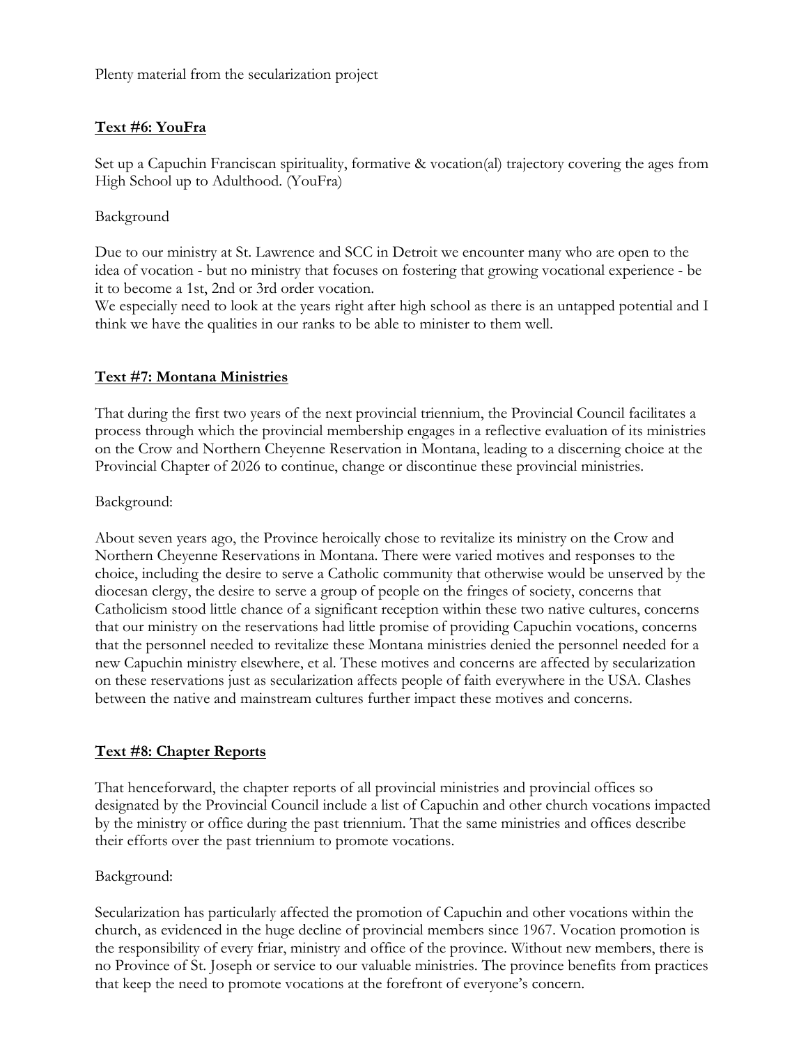Plenty material from the secularization project

**Text #6: YouFra**

Set up a Capuchin Franciscan spirituality, formative & vocation(al) trajectory covering the ages from High School up to Adulthood. (YouFra)

Background

Due to our ministry at St. Lawrence and SCC in Detroit we encounter many who are open to the idea of vocation - but no ministry that focuses on fostering that growing vocational experience - be it to become a 1st, 2nd or 3rd order vocation.
We especially need to look at the years right after high school as there is an untapped potential and I think we have the qualities in our ranks to be able to minister to them well.

**Text #7: Montana Ministries**

That during the first two years of the next provincial triennium, the Provincial Council facilitates a process through which the provincial membership engages in a reflective evaluation of its ministries on the Crow and Northern Cheyenne Reservation in Montana, leading to a discerning choice at the Provincial Chapter of 2026 to continue, change or discontinue these provincial ministries.

Background:

About seven years ago, the Province heroically chose to revitalize its ministry on the Crow and Northern Cheyenne Reservations in Montana. There were varied motives and responses to the choice, including the desire to serve a Catholic community that otherwise would be unserved by the diocesan clergy, the desire to serve a group of people on the fringes of society, concerns that Catholicism stood little chance of a significant reception within these two native cultures, concerns that our ministry on the reservations had little promise of providing Capuchin vocations, concerns that the personnel needed to revitalize these Montana ministries denied the personnel needed for a new Capuchin ministry elsewhere, et al. These motives and concerns are affected by secularization on these reservations just as secularization affects people of faith everywhere in the USA. Clashes between the native and mainstream cultures further impact these motives and concerns.

**Text #8: Chapter Reports**

That henceforward, the chapter reports of all provincial ministries and provincial offices so designated by the Provincial Council include a list of Capuchin and other church vocations impacted by the ministry or office during the past triennium. That the same ministries and offices describe their efforts over the past triennium to promote vocations.

Background:

Secularization has particularly affected the promotion of Capuchin and other vocations within the church, as evidenced in the huge decline of provincial members since 1967. Vocation promotion is the responsibility of every friar, ministry and office of the province. Without new members, there is no Province of St. Joseph or service to our valuable ministries. The province benefits from practices that keep the need to promote vocations at the forefront of everyone's concern.